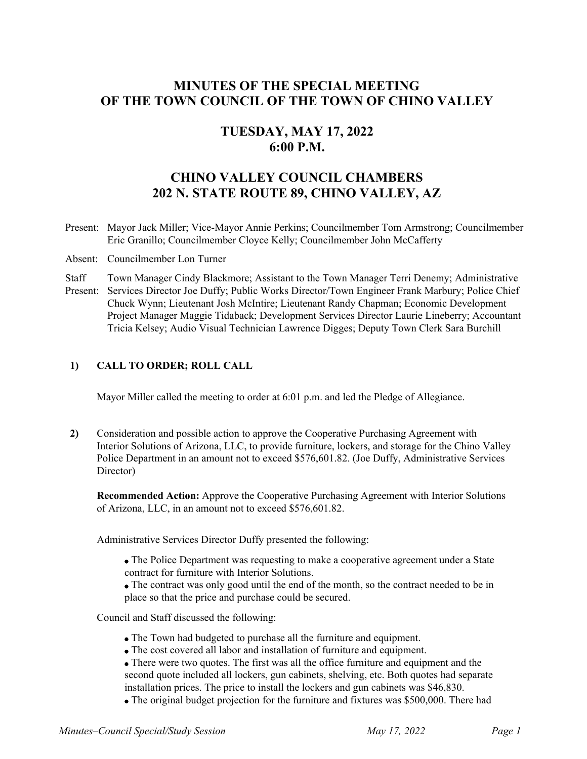# MINUTES OF THE SPECIAL MEETING OF THE TOWN COUNCIL OF THE TOWN OF CHINO VALLEY

## TUESDAY, MAY 17, 2022
## 6:00 P.M.

## CHINO VALLEY COUNCIL CHAMBERS
## 202 N. STATE ROUTE 89, CHINO VALLEY, AZ

Present: Mayor Jack Miller; Vice-Mayor Annie Perkins; Councilmember Tom Armstrong; Councilmember Eric Granillo; Councilmember Cloyce Kelly; Councilmember John McCafferty

Absent: Councilmember Lon Turner

Staff Present: Town Manager Cindy Blackmore; Assistant to the Town Manager Terri Denemy; Administrative Services Director Joe Duffy; Public Works Director/Town Engineer Frank Marbury; Police Chief Chuck Wynn; Lieutenant Josh McIntire; Lieutenant Randy Chapman; Economic Development Project Manager Maggie Tidaback; Development Services Director Laurie Lineberry; Accountant Tricia Kelsey; Audio Visual Technician Lawrence Digges; Deputy Town Clerk Sara Burchill

**1) CALL TO ORDER; ROLL CALL**

Mayor Miller called the meeting to order at 6:01 p.m. and led the Pledge of Allegiance.

**2)** Consideration and possible action to approve the Cooperative Purchasing Agreement with Interior Solutions of Arizona, LLC, to provide furniture, lockers, and storage for the Chino Valley Police Department in an amount not to exceed $576,601.82. (Joe Duffy, Administrative Services Director)

**Recommended Action:** Approve the Cooperative Purchasing Agreement with Interior Solutions of Arizona, LLC, in an amount not to exceed $576,601.82.

Administrative Services Director Duffy presented the following:

- The Police Department was requesting to make a cooperative agreement under a State contract for furniture with Interior Solutions.
- The contract was only good until the end of the month, so the contract needed to be in place so that the price and purchase could be secured.

Council and Staff discussed the following:

- The Town had budgeted to purchase all the furniture and equipment.
- The cost covered all labor and installation of furniture and equipment.
- There were two quotes. The first was all the office furniture and equipment and the second quote included all lockers, gun cabinets, shelving, etc. Both quotes had separate installation prices. The price to install the lockers and gun cabinets was $46,830.
- The original budget projection for the furniture and fixtures was $500,000. There had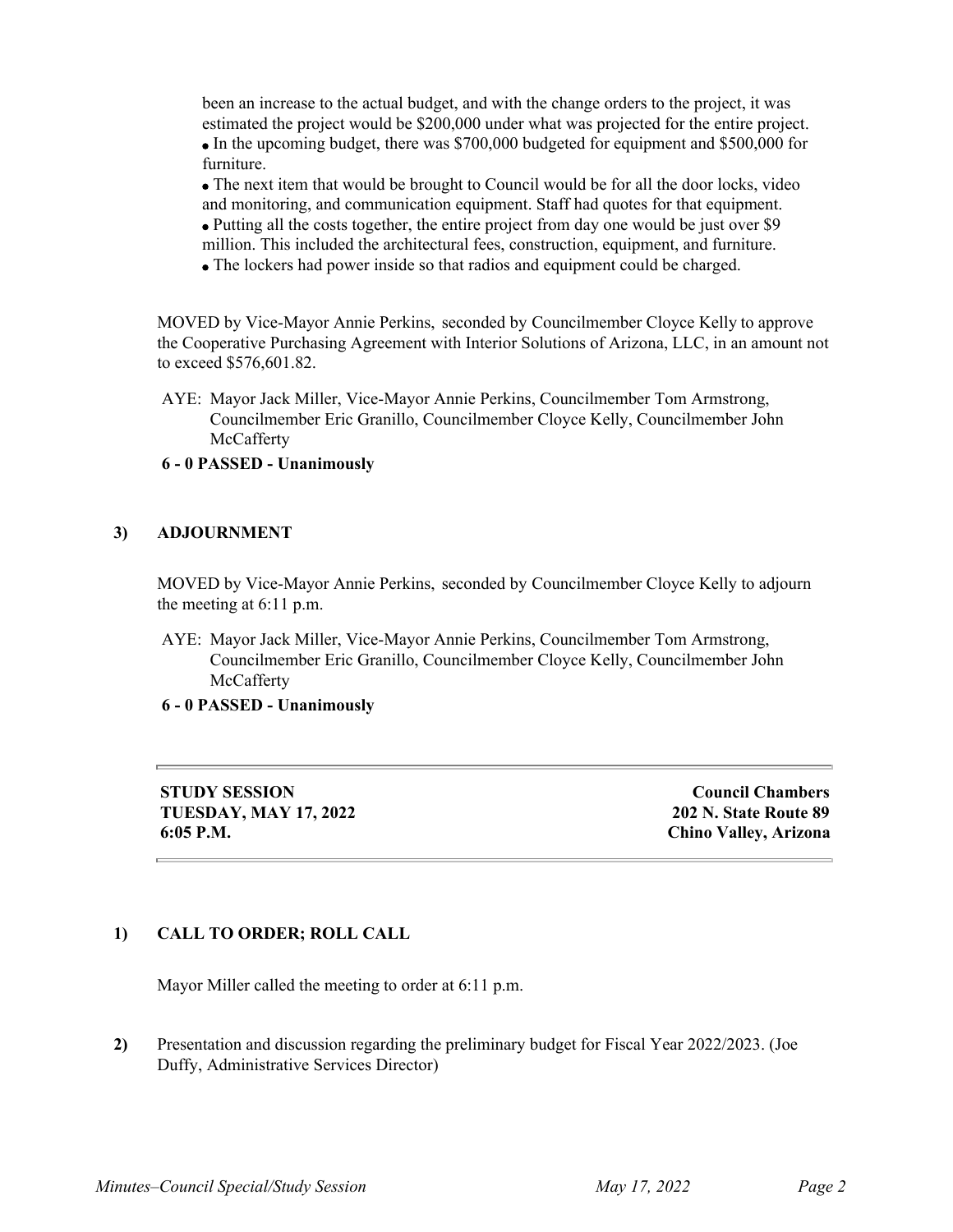been an increase to the actual budget, and with the change orders to the project, it was estimated the project would be $200,000 under what was projected for the entire project.

- In the upcoming budget, there was $700,000 budgeted for equipment and $500,000 for furniture.
- The next item that would be brought to Council would be for all the door locks, video and monitoring, and communication equipment. Staff had quotes for that equipment.
- Putting all the costs together, the entire project from day one would be just over $9 million. This included the architectural fees, construction, equipment, and furniture.
- The lockers had power inside so that radios and equipment could be charged.

MOVED by Vice-Mayor Annie Perkins, seconded by Councilmember Cloyce Kelly to approve the Cooperative Purchasing Agreement with Interior Solutions of Arizona, LLC, in an amount not to exceed $576,601.82.

AYE: Mayor Jack Miller, Vice-Mayor Annie Perkins, Councilmember Tom Armstrong, Councilmember Eric Granillo, Councilmember Cloyce Kelly, Councilmember John McCafferty

**6 - 0 PASSED - Unanimously**

## 3) ADJOURNMENT

MOVED by Vice-Mayor Annie Perkins, seconded by Councilmember Cloyce Kelly to adjourn the meeting at 6:11 p.m.

AYE: Mayor Jack Miller, Vice-Mayor Annie Perkins, Councilmember Tom Armstrong, Councilmember Eric Granillo, Councilmember Cloyce Kelly, Councilmember John McCafferty

**6 - 0 PASSED - Unanimously**

---

**STUDY SESSION**
**TUESDAY, MAY 17, 2022**
**6:05 P.M.**

**Council Chambers**
**202 N. State Route 89**
**Chino Valley, Arizona**

---

## 1) CALL TO ORDER; ROLL CALL

Mayor Miller called the meeting to order at 6:11 p.m.

**2)** Presentation and discussion regarding the preliminary budget for Fiscal Year 2022/2023. (Joe Duffy, Administrative Services Director)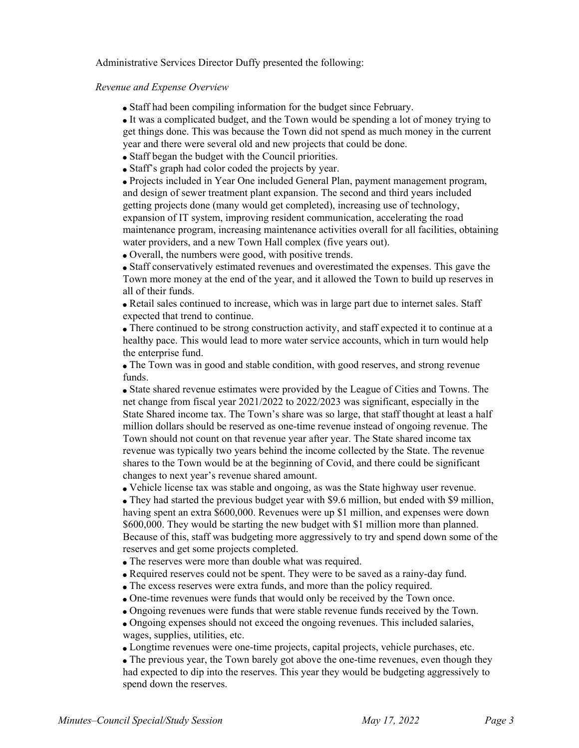Administrative Services Director Duffy presented the following:

*Revenue and Expense Overview*

- Staff had been compiling information for the budget since February.
- It was a complicated budget, and the Town would be spending a lot of money trying to get things done. This was because the Town did not spend as much money in the current year and there were several old and new projects that could be done.
- Staff began the budget with the Council priorities.
- Staff's graph had color coded the projects by year.
- Projects included in Year One included General Plan, payment management program, and design of sewer treatment plant expansion. The second and third years included getting projects done (many would get completed), increasing use of technology, expansion of IT system, improving resident communication, accelerating the road maintenance program, increasing maintenance activities overall for all facilities, obtaining water providers, and a new Town Hall complex (five years out).
- Overall, the numbers were good, with positive trends.
- Staff conservatively estimated revenues and overestimated the expenses. This gave the Town more money at the end of the year, and it allowed the Town to build up reserves in all of their funds.
- Retail sales continued to increase, which was in large part due to internet sales. Staff expected that trend to continue.
- There continued to be strong construction activity, and staff expected it to continue at a healthy pace. This would lead to more water service accounts, which in turn would help the enterprise fund.
- The Town was in good and stable condition, with good reserves, and strong revenue funds.
- State shared revenue estimates were provided by the League of Cities and Towns. The net change from fiscal year 2021/2022 to 2022/2023 was significant, especially in the State Shared income tax. The Town's share was so large, that staff thought at least a half million dollars should be reserved as one-time revenue instead of ongoing revenue. The Town should not count on that revenue year after year. The State shared income tax revenue was typically two years behind the income collected by the State. The revenue shares to the Town would be at the beginning of Covid, and there could be significant changes to next year's revenue shared amount.
- Vehicle license tax was stable and ongoing, as was the State highway user revenue.
- They had started the previous budget year with \$9.6 million, but ended with \$9 million, having spent an extra \$600,000. Revenues were up \$1 million, and expenses were down \$600,000. They would be starting the new budget with \$1 million more than planned. Because of this, staff was budgeting more aggressively to try and spend down some of the reserves and get some projects completed.
- The reserves were more than double what was required.
- Required reserves could not be spent. They were to be saved as a rainy-day fund.
- The excess reserves were extra funds, and more than the policy required.
- One-time revenues were funds that would only be received by the Town once.
- Ongoing revenues were funds that were stable revenue funds received by the Town.
- Ongoing expenses should not exceed the ongoing revenues. This included salaries, wages, supplies, utilities, etc.
- Longtime revenues were one-time projects, capital projects, vehicle purchases, etc.
- The previous year, the Town barely got above the one-time revenues, even though they had expected to dip into the reserves. This year they would be budgeting aggressively to spend down the reserves.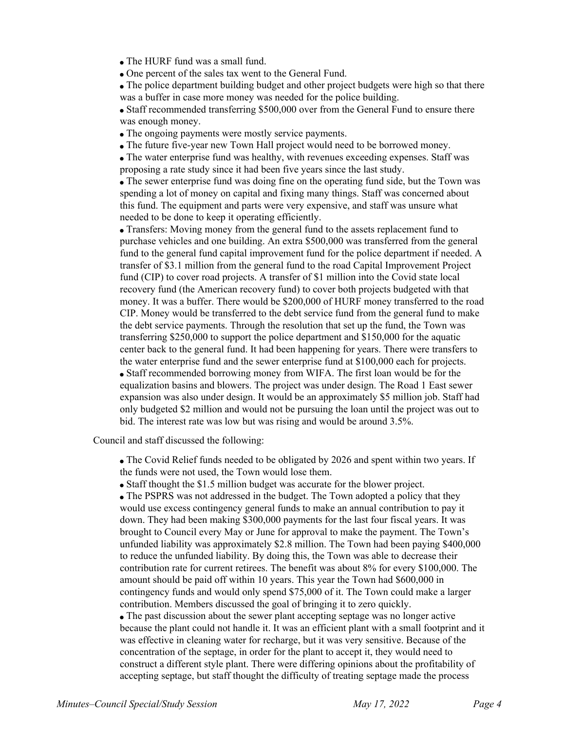- The HURF fund was a small fund.
- One percent of the sales tax went to the General Fund.
- The police department building budget and other project budgets were high so that there was a buffer in case more money was needed for the police building.
- Staff recommended transferring $500,000 over from the General Fund to ensure there was enough money.
- The ongoing payments were mostly service payments.
- The future five-year new Town Hall project would need to be borrowed money.
- The water enterprise fund was healthy, with revenues exceeding expenses. Staff was proposing a rate study since it had been five years since the last study.
- The sewer enterprise fund was doing fine on the operating fund side, but the Town was spending a lot of money on capital and fixing many things. Staff was concerned about this fund. The equipment and parts were very expensive, and staff was unsure what needed to be done to keep it operating efficiently.
- Transfers: Moving money from the general fund to the assets replacement fund to purchase vehicles and one building. An extra $500,000 was transferred from the general fund to the general fund capital improvement fund for the police department if needed. A transfer of $3.1 million from the general fund to the road Capital Improvement Project fund (CIP) to cover road projects. A transfer of $1 million into the Covid state local recovery fund (the American recovery fund) to cover both projects budgeted with that money. It was a buffer. There would be $200,000 of HURF money transferred to the road CIP. Money would be transferred to the debt service fund from the general fund to make the debt service payments. Through the resolution that set up the fund, the Town was transferring $250,000 to support the police department and $150,000 for the aquatic center back to the general fund. It had been happening for years. There were transfers to the water enterprise fund and the sewer enterprise fund at $100,000 each for projects.
- Staff recommended borrowing money from WIFA. The first loan would be for the equalization basins and blowers. The project was under design. The Road 1 East sewer expansion was also under design. It would be an approximately $5 million job. Staff had only budgeted $2 million and would not be pursuing the loan until the project was out to bid. The interest rate was low but was rising and would be around 3.5%.

Council and staff discussed the following:

- The Covid Relief funds needed to be obligated by 2026 and spent within two years. If the funds were not used, the Town would lose them.
- Staff thought the $1.5 million budget was accurate for the blower project.
- The PSPRS was not addressed in the budget. The Town adopted a policy that they would use excess contingency general funds to make an annual contribution to pay it down. They had been making $300,000 payments for the last four fiscal years. It was brought to Council every May or June for approval to make the payment. The Town's unfunded liability was approximately $2.8 million. The Town had been paying $400,000 to reduce the unfunded liability. By doing this, the Town was able to decrease their contribution rate for current retirees. The benefit was about 8% for every $100,000. The amount should be paid off within 10 years. This year the Town had $600,000 in contingency funds and would only spend $75,000 of it. The Town could make a larger contribution. Members discussed the goal of bringing it to zero quickly.
- The past discussion about the sewer plant accepting septage was no longer active because the plant could not handle it. It was an efficient plant with a small footprint and it was effective in cleaning water for recharge, but it was very sensitive. Because of the concentration of the septage, in order for the plant to accept it, they would need to construct a different style plant. There were differing opinions about the profitability of accepting septage, but staff thought the difficulty of treating septage made the process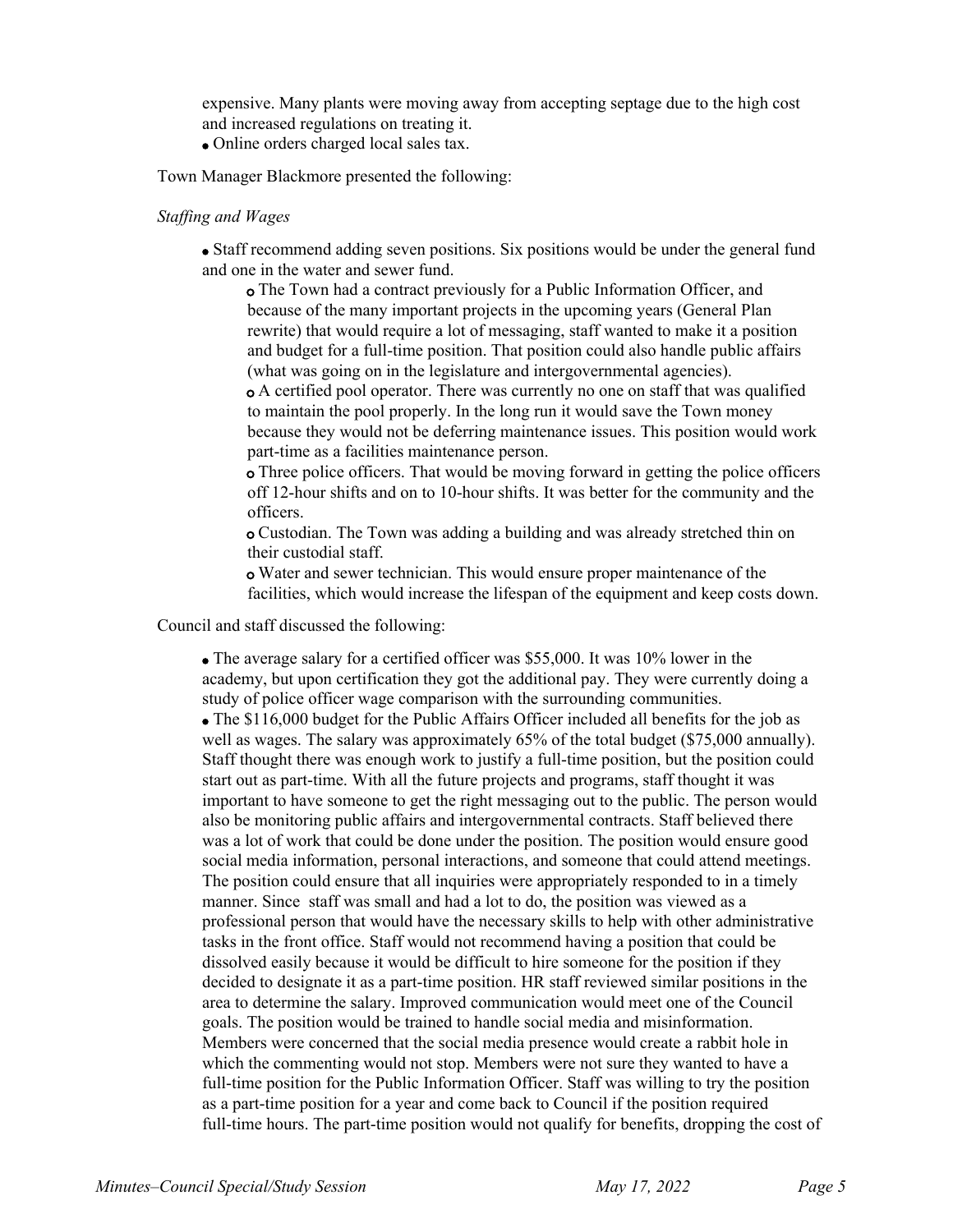expensive. Many plants were moving away from accepting septage due to the high cost and increased regulations on treating it.

- Online orders charged local sales tax.

Town Manager Blackmore presented the following:

*Staffing and Wages*

- Staff recommend adding seven positions. Six positions would be under the general fund and one in the water and sewer fund.
  - The Town had a contract previously for a Public Information Officer, and because of the many important projects in the upcoming years (General Plan rewrite) that would require a lot of messaging, staff wanted to make it a position and budget for a full-time position. That position could also handle public affairs (what was going on in the legislature and intergovernmental agencies).
  - A certified pool operator. There was currently no one on staff that was qualified to maintain the pool properly. In the long run it would save the Town money because they would not be deferring maintenance issues. This position would work part-time as a facilities maintenance person.
  - Three police officers. That would be moving forward in getting the police officers off 12-hour shifts and on to 10-hour shifts. It was better for the community and the officers.
  - Custodian. The Town was adding a building and was already stretched thin on their custodial staff.
  - Water and sewer technician. This would ensure proper maintenance of the facilities, which would increase the lifespan of the equipment and keep costs down.

Council and staff discussed the following:

- The average salary for a certified officer was $55,000. It was 10% lower in the academy, but upon certification they got the additional pay. They were currently doing a study of police officer wage comparison with the surrounding communities.
- The $116,000 budget for the Public Affairs Officer included all benefits for the job as well as wages. The salary was approximately 65% of the total budget ($75,000 annually). Staff thought there was enough work to justify a full-time position, but the position could start out as part-time. With all the future projects and programs, staff thought it was important to have someone to get the right messaging out to the public. The person would also be monitoring public affairs and intergovernmental contracts. Staff believed there was a lot of work that could be done under the position. The position would ensure good social media information, personal interactions, and someone that could attend meetings. The position could ensure that all inquiries were appropriately responded to in a timely manner. Since staff was small and had a lot to do, the position was viewed as a professional person that would have the necessary skills to help with other administrative tasks in the front office. Staff would not recommend having a position that could be dissolved easily because it would be difficult to hire someone for the position if they decided to designate it as a part-time position. HR staff reviewed similar positions in the area to determine the salary. Improved communication would meet one of the Council goals. The position would be trained to handle social media and misinformation. Members were concerned that the social media presence would create a rabbit hole in which the commenting would not stop. Members were not sure they wanted to have a full-time position for the Public Information Officer. Staff was willing to try the position as a part-time position for a year and come back to Council if the position required full-time hours. The part-time position would not qualify for benefits, dropping the cost of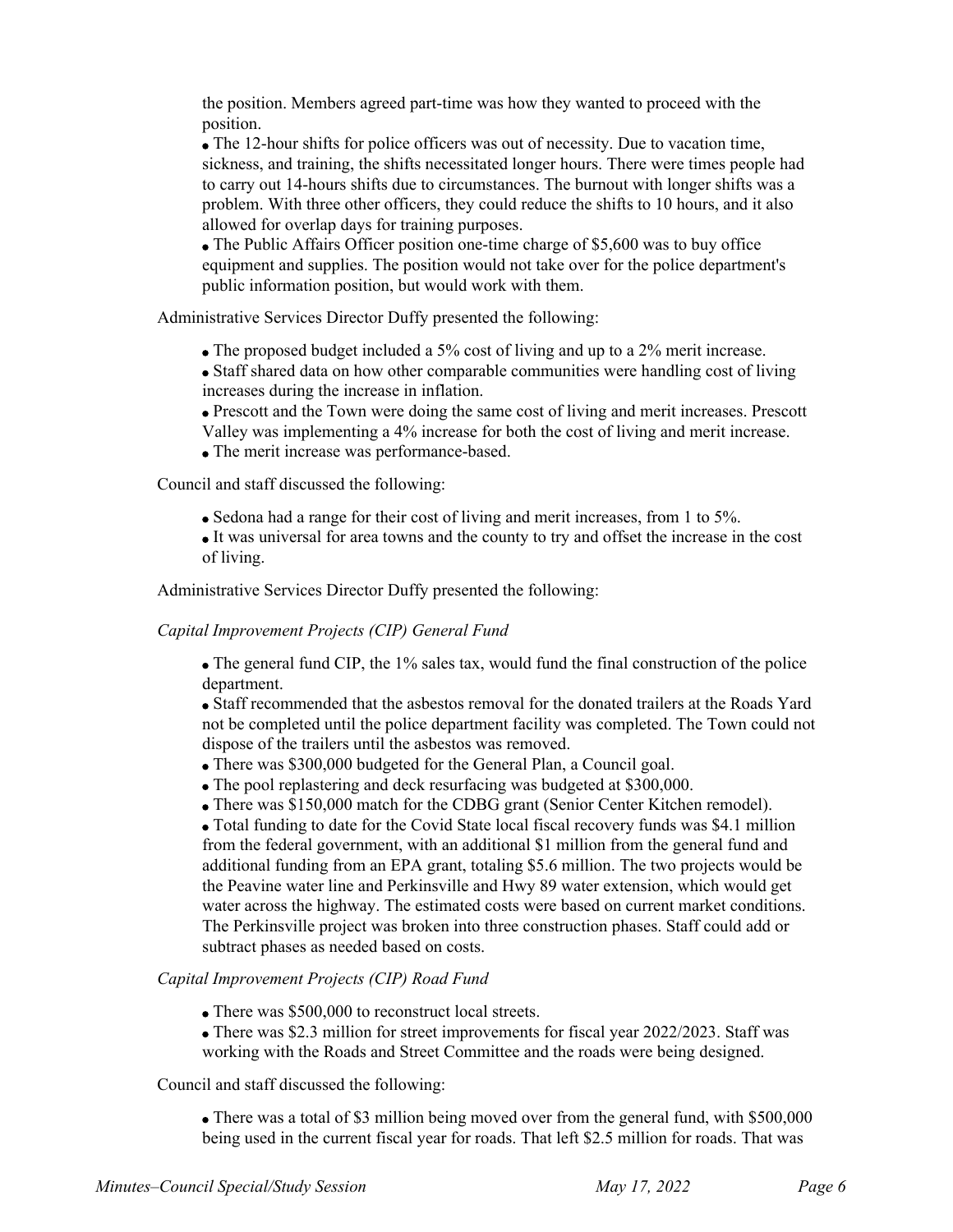the position. Members agreed part-time was how they wanted to proceed with the position.

- The 12-hour shifts for police officers was out of necessity. Due to vacation time, sickness, and training, the shifts necessitated longer hours. There were times people had to carry out 14-hours shifts due to circumstances. The burnout with longer shifts was a problem. With three other officers, they could reduce the shifts to 10 hours, and it also allowed for overlap days for training purposes.
- The Public Affairs Officer position one-time charge of $5,600 was to buy office equipment and supplies. The position would not take over for the police department's public information position, but would work with them.

Administrative Services Director Duffy presented the following:

- The proposed budget included a 5% cost of living and up to a 2% merit increase.
- Staff shared data on how other comparable communities were handling cost of living increases during the increase in inflation.
- Prescott and the Town were doing the same cost of living and merit increases. Prescott Valley was implementing a 4% increase for both the cost of living and merit increase.
- The merit increase was performance-based.

Council and staff discussed the following:

- Sedona had a range for their cost of living and merit increases, from 1 to 5%.
- It was universal for area towns and the county to try and offset the increase in the cost of living.

Administrative Services Director Duffy presented the following:

*Capital Improvement Projects (CIP) General Fund*

- The general fund CIP, the 1% sales tax, would fund the final construction of the police department.
- Staff recommended that the asbestos removal for the donated trailers at the Roads Yard not be completed until the police department facility was completed. The Town could not dispose of the trailers until the asbestos was removed.
- There was $300,000 budgeted for the General Plan, a Council goal.
- The pool replastering and deck resurfacing was budgeted at $300,000.
- There was $150,000 match for the CDBG grant (Senior Center Kitchen remodel).
- Total funding to date for the Covid State local fiscal recovery funds was $4.1 million from the federal government, with an additional $1 million from the general fund and additional funding from an EPA grant, totaling $5.6 million. The two projects would be the Peavine water line and Perkinsville and Hwy 89 water extension, which would get water across the highway. The estimated costs were based on current market conditions. The Perkinsville project was broken into three construction phases. Staff could add or subtract phases as needed based on costs.

*Capital Improvement Projects (CIP) Road Fund*

- There was $500,000 to reconstruct local streets.
- There was $2.3 million for street improvements for fiscal year 2022/2023. Staff was working with the Roads and Street Committee and the roads were being designed.

Council and staff discussed the following:

- There was a total of $3 million being moved over from the general fund, with $500,000 being used in the current fiscal year for roads. That left $2.5 million for roads. That was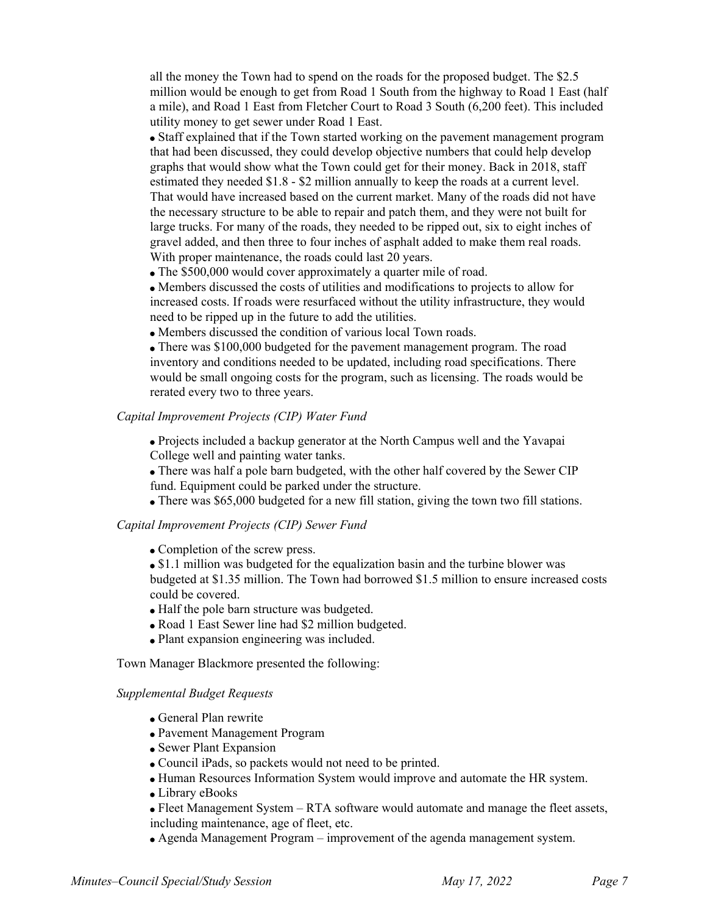all the money the Town had to spend on the roads for the proposed budget. The $2.5 million would be enough to get from Road 1 South from the highway to Road 1 East (half a mile), and Road 1 East from Fletcher Court to Road 3 South (6,200 feet). This included utility money to get sewer under Road 1 East.

- Staff explained that if the Town started working on the pavement management program that had been discussed, they could develop objective numbers that could help develop graphs that would show what the Town could get for their money. Back in 2018, staff estimated they needed $1.8 - $2 million annually to keep the roads at a current level. That would have increased based on the current market. Many of the roads did not have the necessary structure to be able to repair and patch them, and they were not built for large trucks. For many of the roads, they needed to be ripped out, six to eight inches of gravel added, and then three to four inches of asphalt added to make them real roads. With proper maintenance, the roads could last 20 years.
- The $500,000 would cover approximately a quarter mile of road.
- Members discussed the costs of utilities and modifications to projects to allow for increased costs. If roads were resurfaced without the utility infrastructure, they would need to be ripped up in the future to add the utilities.
- Members discussed the condition of various local Town roads.
- There was $100,000 budgeted for the pavement management program. The road inventory and conditions needed to be updated, including road specifications. There would be small ongoing costs for the program, such as licensing. The roads would be rerated every two to three years.

*Capital Improvement Projects (CIP) Water Fund*

- Projects included a backup generator at the North Campus well and the Yavapai College well and painting water tanks.
- There was half a pole barn budgeted, with the other half covered by the Sewer CIP fund. Equipment could be parked under the structure.
- There was $65,000 budgeted for a new fill station, giving the town two fill stations.

*Capital Improvement Projects (CIP) Sewer Fund*

- Completion of the screw press.
- $1.1 million was budgeted for the equalization basin and the turbine blower was budgeted at $1.35 million. The Town had borrowed $1.5 million to ensure increased costs could be covered.
- Half the pole barn structure was budgeted.
- Road 1 East Sewer line had $2 million budgeted.
- Plant expansion engineering was included.

Town Manager Blackmore presented the following:

*Supplemental Budget Requests*

- General Plan rewrite
- Pavement Management Program
- Sewer Plant Expansion
- Council iPads, so packets would not need to be printed.
- Human Resources Information System would improve and automate the HR system.
- Library eBooks
- Fleet Management System – RTA software would automate and manage the fleet assets, including maintenance, age of fleet, etc.
- Agenda Management Program – improvement of the agenda management system.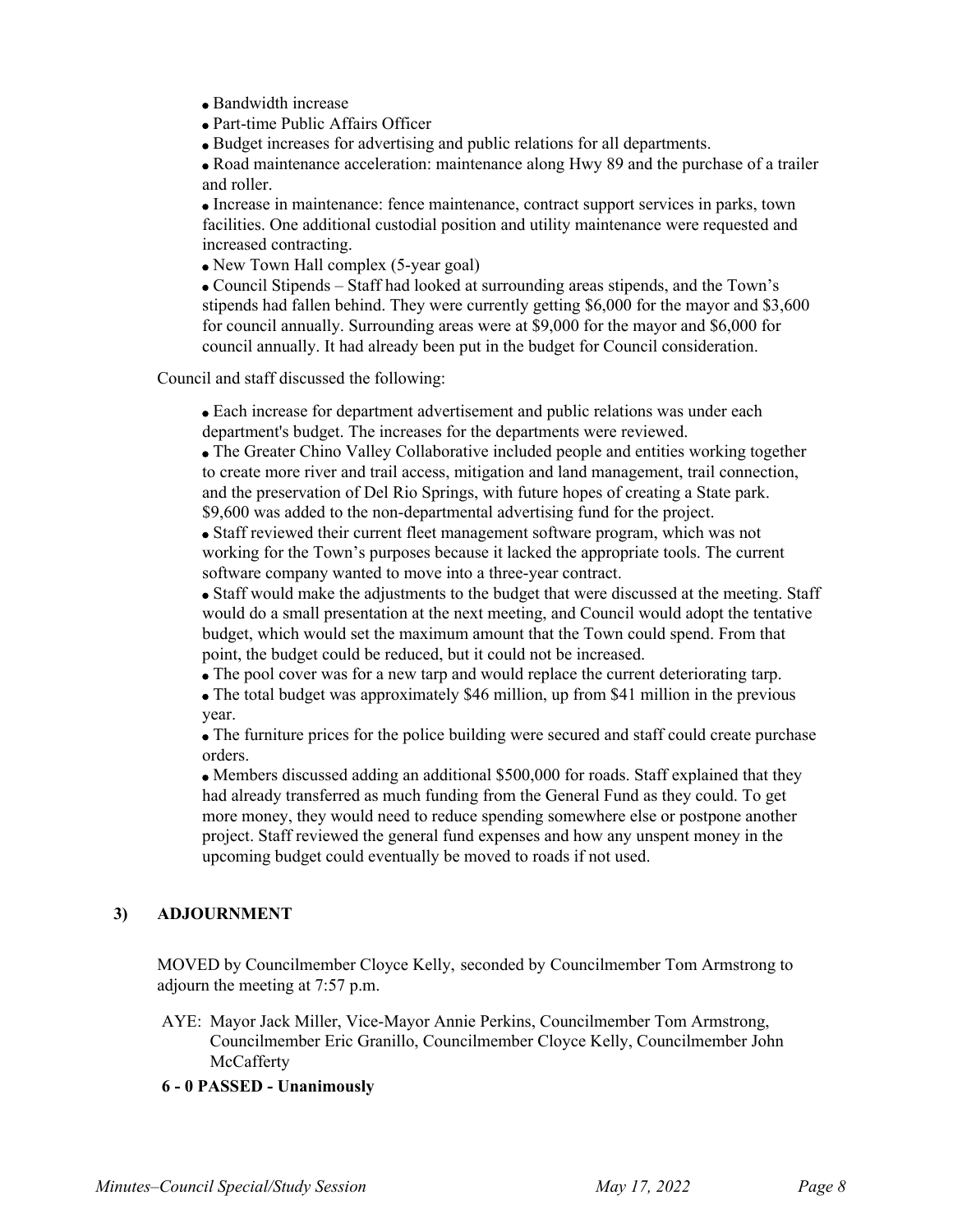- Bandwidth increase
- Part-time Public Affairs Officer
- Budget increases for advertising and public relations for all departments.
- Road maintenance acceleration: maintenance along Hwy 89 and the purchase of a trailer and roller.
- Increase in maintenance: fence maintenance, contract support services in parks, town facilities. One additional custodial position and utility maintenance were requested and increased contracting.
- New Town Hall complex (5-year goal)
- Council Stipends – Staff had looked at surrounding areas stipends, and the Town's stipends had fallen behind. They were currently getting $6,000 for the mayor and $3,600 for council annually. Surrounding areas were at $9,000 for the mayor and $6,000 for council annually. It had already been put in the budget for Council consideration.

Council and staff discussed the following:

- Each increase for department advertisement and public relations was under each department's budget. The increases for the departments were reviewed.
- The Greater Chino Valley Collaborative included people and entities working together to create more river and trail access, mitigation and land management, trail connection, and the preservation of Del Rio Springs, with future hopes of creating a State park. $9,600 was added to the non-departmental advertising fund for the project.
- Staff reviewed their current fleet management software program, which was not working for the Town's purposes because it lacked the appropriate tools. The current software company wanted to move into a three-year contract.
- Staff would make the adjustments to the budget that were discussed at the meeting. Staff would do a small presentation at the next meeting, and Council would adopt the tentative budget, which would set the maximum amount that the Town could spend. From that point, the budget could be reduced, but it could not be increased.
- The pool cover was for a new tarp and would replace the current deteriorating tarp.
- The total budget was approximately $46 million, up from $41 million in the previous year.
- The furniture prices for the police building were secured and staff could create purchase orders.
- Members discussed adding an additional $500,000 for roads. Staff explained that they had already transferred as much funding from the General Fund as they could. To get more money, they would need to reduce spending somewhere else or postpone another project. Staff reviewed the general fund expenses and how any unspent money in the upcoming budget could eventually be moved to roads if not used.

## 3) ADJOURNMENT

MOVED by Councilmember Cloyce Kelly, seconded by Councilmember Tom Armstrong to adjourn the meeting at 7:57 p.m.

AYE: Mayor Jack Miller, Vice-Mayor Annie Perkins, Councilmember Tom Armstrong, Councilmember Eric Granillo, Councilmember Cloyce Kelly, Councilmember John McCafferty

**6 - 0 PASSED - Unanimously**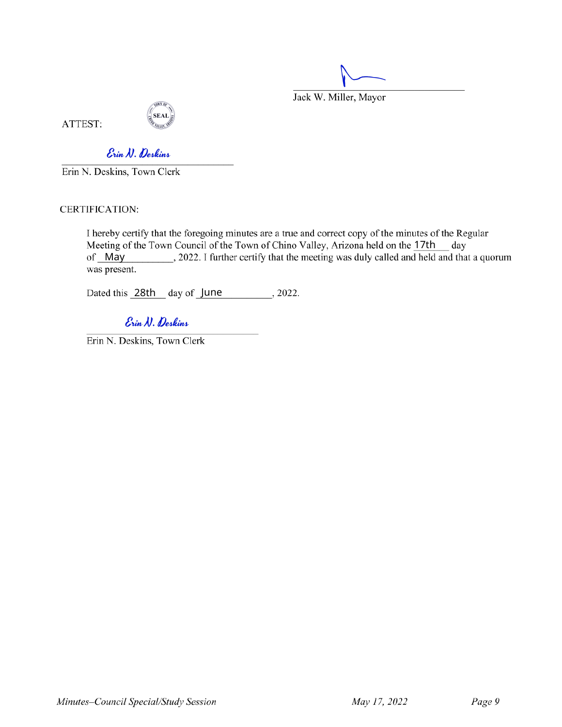Jack W. Miller, Mayor

ATTEST:

SEAL

*Erin N. Deskins*

Erin N. Deskins, Town Clerk

CERTIFICATION:

I hereby certify that the foregoing minutes are a true and correct copy of the minutes of the Regular Meeting of the Town Council of the Town of Chino Valley, Arizona held on the 17th day of May, 2022. I further certify that the meeting was duly called and held and that a quorum was present.

Dated this 28th day of June, 2022.

*Erin N. Deskins*

Erin N. Deskins, Town Clerk